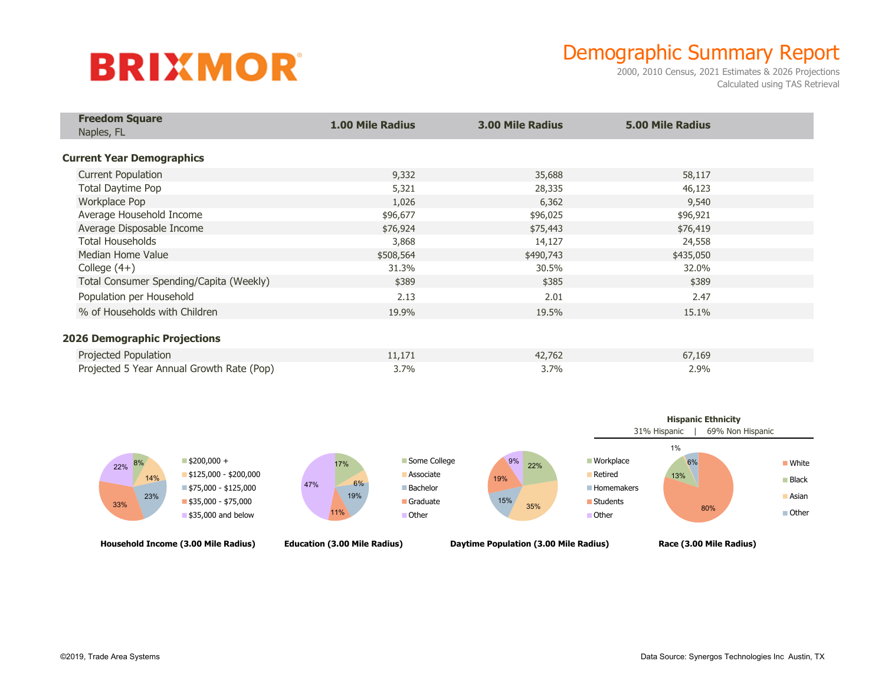BRIXMOR

# Demographic Summary Report

2000, 2010 Census, 2021 Estimates & 2026 Projections
Calculated using TAS Retrieval

| **Freedom Square** Naples, FL | **1.00 Mile Radius** | **3.00 Mile Radius** | **5.00 Mile Radius** |
|---|---|---|---|
| **Current Year Demographics** | | | |
| Current Population | 9,332 | 35,688 | 58,117 |
| Total Daytime Pop | 5,321 | 28,335 | 46,123 |
| Workplace Pop | 1,026 | 6,362 | 9,540 |
| Average Household Income | $96,677 | $96,025 | $96,921 |
| Average Disposable Income | $76,924 | $75,443 | $76,419 |
| Total Households | 3,868 | 14,127 | 24,558 |
| Median Home Value | $508,564 | $490,743 | $435,050 |
| College (4+) | 31.3% | 30.5% | 32.0% |
| Total Consumer Spending/Capita (Weekly) | $389 | $385 | $389 |
| Population per Household | 2.13 | 2.01 | 2.47 |
| % of Households with Children | 19.9% | 19.5% | 15.1% |
| **2026 Demographic Projections** | | | |
| Projected Population | 11,171 | 42,762 | 67,169 |
| Projected 5 Year Annual Growth Rate (Pop) | 3.7% | 3.7% | 2.9% |

**Household Income (3.00 Mile Radius)**

| Category | % |
|---|---|
| $200,000 + | 8% |
| $125,000 - $200,000 | 14% |
| $75,000 - $125,000 | 23% |
| $35,000 - $75,000 | 33% |
| $35,000 and below | 22% |

**Education (3.00 Mile Radius)**

| Category | % |
|---|---|
| Some College | 17% |
| Associate | 6% |
| Bachelor | 19% |
| Graduate | 11% |
| Other | 47% |

**Daytime Population (3.00 Mile Radius)**

| Category | % |
|---|---|
| Workplace | 22% |
| Retired | 35% |
| Homemakers | 15% |
| Students | 19% |
| Other | 9% |

**Hispanic Ethnicity**

31% Hispanic | 69% Non Hispanic

**Race (3.00 Mile Radius)**

| Category | % |
|---|---|
| White | 80% |
| Black | 13% |
| Asian | 1% |
| Other | 6% |

©2019, Trade Area Systems

Data Source: Synergos Technologies Inc Austin, TX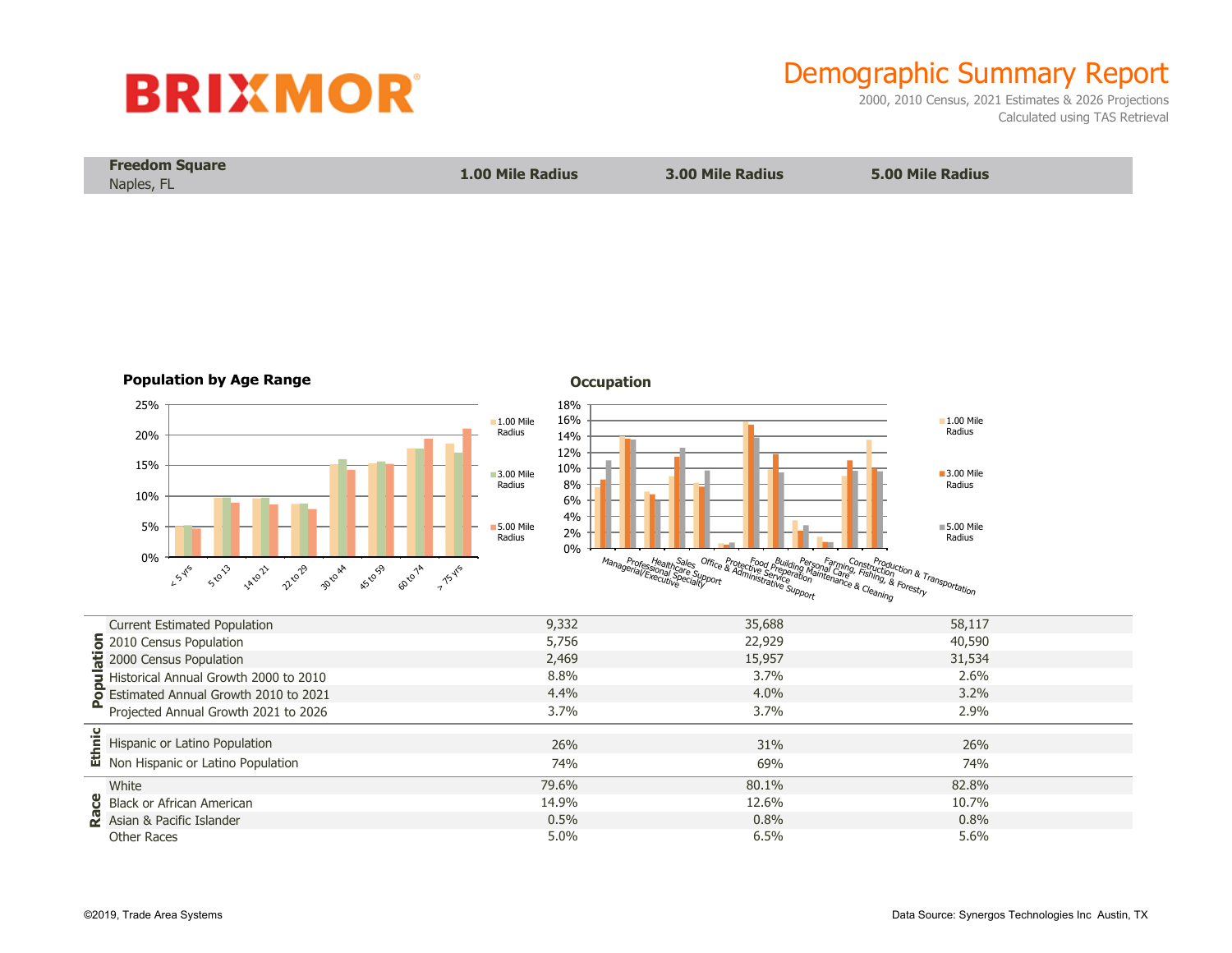**BRIXMOR**

# Demographic Summary Report

2000, 2010 Census, 2021 Estimates & 2026 Projections
Calculated using TAS Retrieval

| **Freedom Square** Naples, FL | **1.00 Mile Radius** | **3.00 Mile Radius** | **5.00 Mile Radius** |
|---|---|---|---|

## Population by Age Range

25%
20%
15%
10%
5%
0%

< 5 yrs
5 to 13
14 to 21
22 to 29
30 to 44
45 to 59
60 to 74
> 75 yrs

1.00 Mile Radius
3.00 Mile Radius
5.00 Mile Radius

## Occupation

18%
16%
14%
12%
10%
8%
6%
4%
2%
0%

Managerial/Executive
Professional Specialty
Healthcare Support
Sales
Office & Administrative Support
Protective Service
Food Preperation
Building Maintenance & Cleaning
Personal Care
Farming, Fishing, & Forestry
Construction
Production & Transportation

1.00 Mile Radius
3.00 Mile Radius
5.00 Mile Radius

| | | 1.00 Mile Radius | 3.00 Mile Radius | 5.00 Mile Radius |
|---|---|---|---|---|
| **Population** | Current Estimated Population | 9,332 | 35,688 | 58,117 |
| | 2010 Census Population | 5,756 | 22,929 | 40,590 |
| | 2000 Census Population | 2,469 | 15,957 | 31,534 |
| | Historical Annual Growth 2000 to 2010 | 8.8% | 3.7% | 2.6% |
| | Estimated Annual Growth 2010 to 2021 | 4.4% | 4.0% | 3.2% |
| | Projected Annual Growth 2021 to 2026 | 3.7% | 3.7% | 2.9% |
| **Ethnic** | Hispanic or Latino Population | 26% | 31% | 26% |
| | Non Hispanic or Latino Population | 74% | 69% | 74% |
| **Race** | White | 79.6% | 80.1% | 82.8% |
| | Black or African American | 14.9% | 12.6% | 10.7% |
| | Asian & Pacific Islander | 0.5% | 0.8% | 0.8% |
| | Other Races | 5.0% | 6.5% | 5.6% |

©2019, Trade Area Systems

Data Source: Synergos Technologies Inc Austin, TX